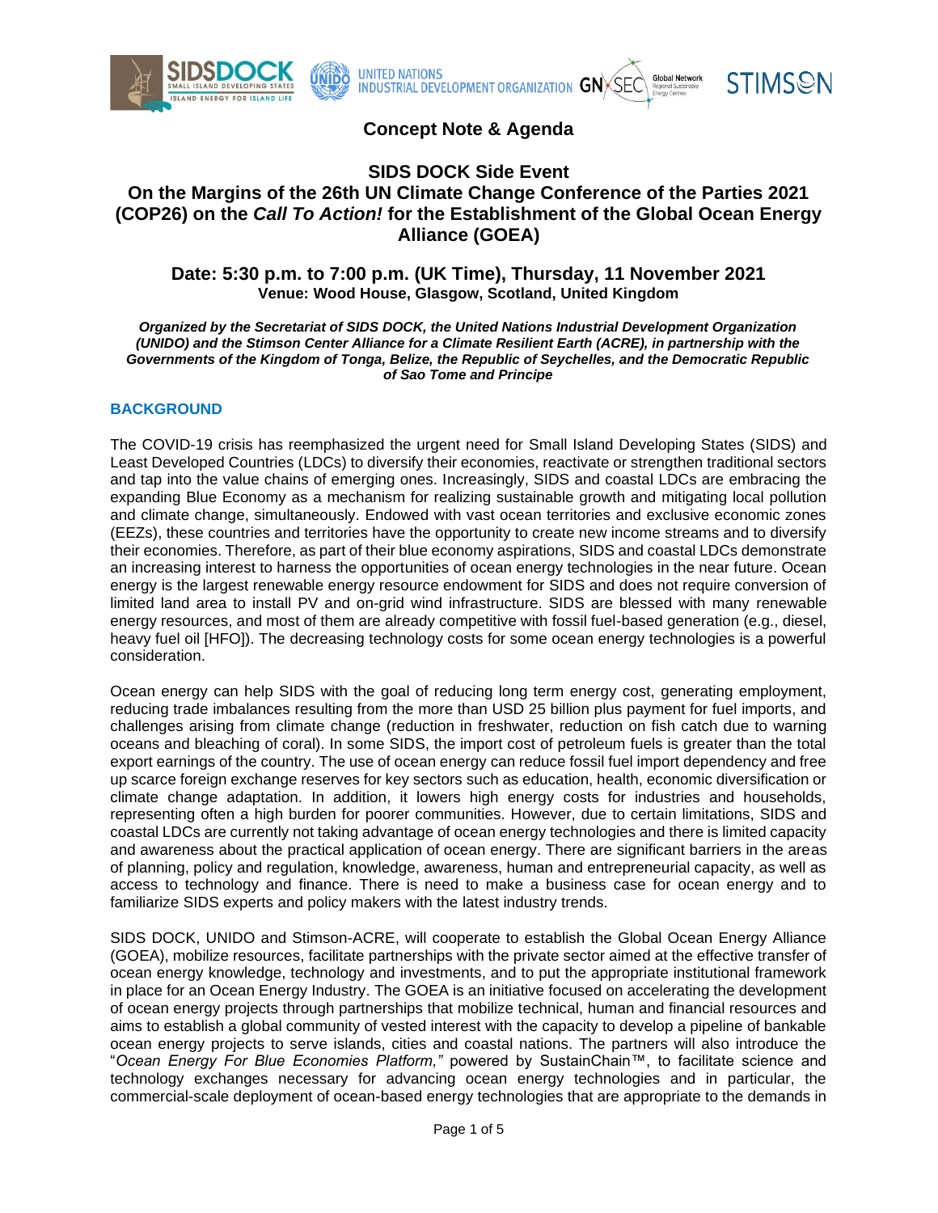## Concept Note & Agenda

# SIDS DOCK Side Event
# On the Margins of the 26th UN Climate Change Conference of the Parties 2021 (COP26) on the *Call To Action!* for the Establishment of the Global Ocean Energy Alliance (GOEA)

### Date: 5:30 p.m. to 7:00 p.m. (UK Time), Thursday, 11 November 2021
**Venue: Wood House, Glasgow, Scotland, United Kingdom**

***Organized by the Secretariat of SIDS DOCK, the United Nations Industrial Development Organization (UNIDO) and the Stimson Center Alliance for a Climate Resilient Earth (ACRE), in partnership with the Governments of the Kingdom of Tonga, Belize, the Republic of Seychelles, and the Democratic Republic of Sao Tome and Principe***

## BACKGROUND

The COVID-19 crisis has reemphasized the urgent need for Small Island Developing States (SIDS) and Least Developed Countries (LDCs) to diversify their economies, reactivate or strengthen traditional sectors and tap into the value chains of emerging ones. Increasingly, SIDS and coastal LDCs are embracing the expanding Blue Economy as a mechanism for realizing sustainable growth and mitigating local pollution and climate change, simultaneously. Endowed with vast ocean territories and exclusive economic zones (EEZs), these countries and territories have the opportunity to create new income streams and to diversify their economies. Therefore, as part of their blue economy aspirations, SIDS and coastal LDCs demonstrate an increasing interest to harness the opportunities of ocean energy technologies in the near future. Ocean energy is the largest renewable energy resource endowment for SIDS and does not require conversion of limited land area to install PV and on-grid wind infrastructure. SIDS are blessed with many renewable energy resources, and most of them are already competitive with fossil fuel-based generation (e.g., diesel, heavy fuel oil [HFO]). The decreasing technology costs for some ocean energy technologies is a powerful consideration.

Ocean energy can help SIDS with the goal of reducing long term energy cost, generating employment, reducing trade imbalances resulting from the more than USD 25 billion plus payment for fuel imports, and challenges arising from climate change (reduction in freshwater, reduction on fish catch due to warning oceans and bleaching of coral). In some SIDS, the import cost of petroleum fuels is greater than the total export earnings of the country. The use of ocean energy can reduce fossil fuel import dependency and free up scarce foreign exchange reserves for key sectors such as education, health, economic diversification or climate change adaptation. In addition, it lowers high energy costs for industries and households, representing often a high burden for poorer communities. However, due to certain limitations, SIDS and coastal LDCs are currently not taking advantage of ocean energy technologies and there is limited capacity and awareness about the practical application of ocean energy. There are significant barriers in the areas of planning, policy and regulation, knowledge, awareness, human and entrepreneurial capacity, as well as access to technology and finance. There is need to make a business case for ocean energy and to familiarize SIDS experts and policy makers with the latest industry trends.

SIDS DOCK, UNIDO and Stimson-ACRE, will cooperate to establish the Global Ocean Energy Alliance (GOEA), mobilize resources, facilitate partnerships with the private sector aimed at the effective transfer of ocean energy knowledge, technology and investments, and to put the appropriate institutional framework in place for an Ocean Energy Industry. The GOEA is an initiative focused on accelerating the development of ocean energy projects through partnerships that mobilize technical, human and financial resources and aims to establish a global community of vested interest with the capacity to develop a pipeline of bankable ocean energy projects to serve islands, cities and coastal nations. The partners will also introduce the "*Ocean Energy For Blue Economies Platform,"* powered by SustainChain™, to facilitate science and technology exchanges necessary for advancing ocean energy technologies and in particular, the commercial-scale deployment of ocean-based energy technologies that are appropriate to the demands in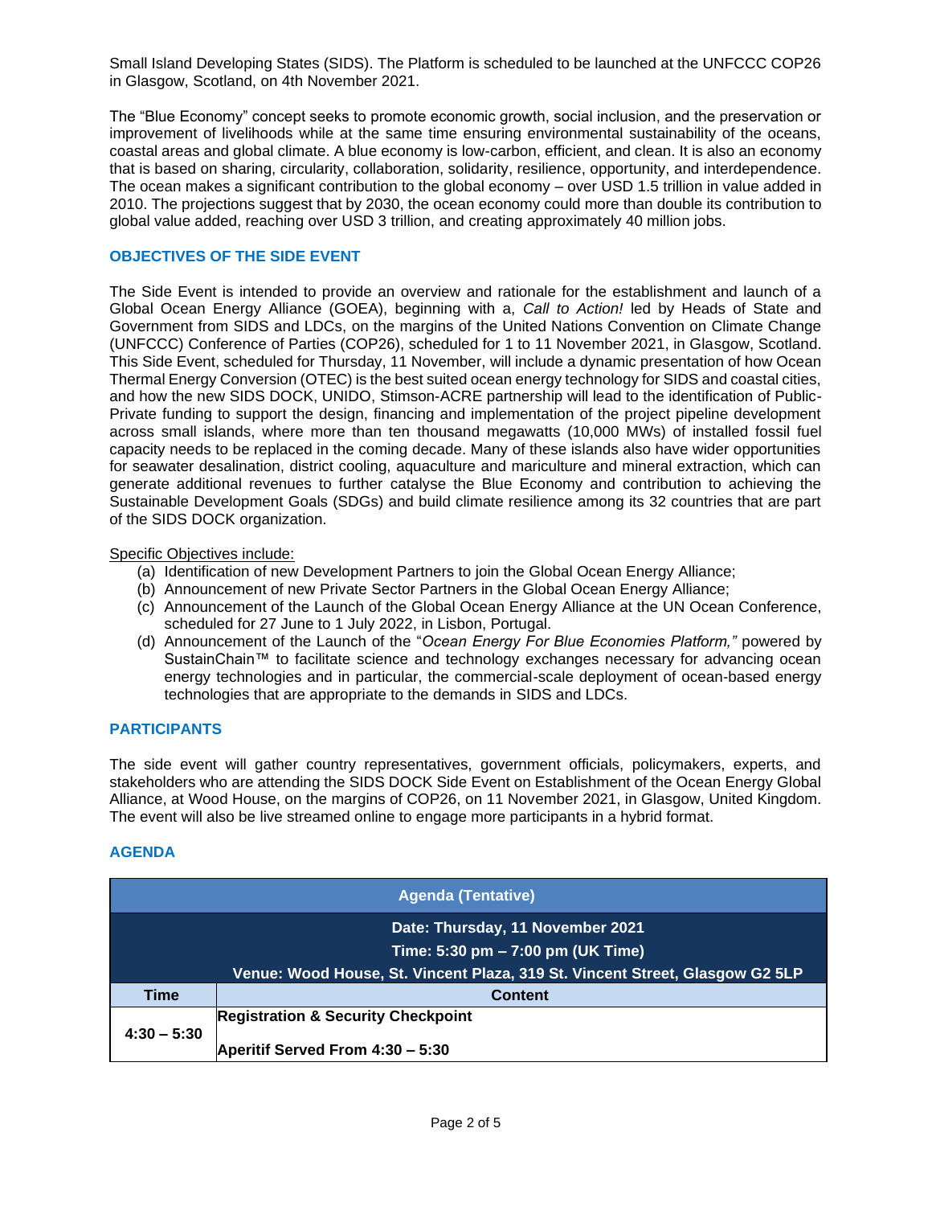Small Island Developing States (SIDS). The Platform is scheduled to be launched at the UNFCCC COP26 in Glasgow, Scotland, on 4th November 2021.

The "Blue Economy" concept seeks to promote economic growth, social inclusion, and the preservation or improvement of livelihoods while at the same time ensuring environmental sustainability of the oceans, coastal areas and global climate. A blue economy is low-carbon, efficient, and clean. It is also an economy that is based on sharing, circularity, collaboration, solidarity, resilience, opportunity, and interdependence. The ocean makes a significant contribution to the global economy – over USD 1.5 trillion in value added in 2010. The projections suggest that by 2030, the ocean economy could more than double its contribution to global value added, reaching over USD 3 trillion, and creating approximately 40 million jobs.

## OBJECTIVES OF THE SIDE EVENT

The Side Event is intended to provide an overview and rationale for the establishment and launch of a Global Ocean Energy Alliance (GOEA), beginning with a, *Call to Action!* led by Heads of State and Government from SIDS and LDCs, on the margins of the United Nations Convention on Climate Change (UNFCCC) Conference of Parties (COP26), scheduled for 1 to 11 November 2021, in Glasgow, Scotland. This Side Event, scheduled for Thursday, 11 November, will include a dynamic presentation of how Ocean Thermal Energy Conversion (OTEC) is the best suited ocean energy technology for SIDS and coastal cities, and how the new SIDS DOCK, UNIDO, Stimson-ACRE partnership will lead to the identification of Public-Private funding to support the design, financing and implementation of the project pipeline development across small islands, where more than ten thousand megawatts (10,000 MWs) of installed fossil fuel capacity needs to be replaced in the coming decade. Many of these islands also have wider opportunities for seawater desalination, district cooling, aquaculture and mariculture and mineral extraction, which can generate additional revenues to further catalyse the Blue Economy and contribution to achieving the Sustainable Development Goals (SDGs) and build climate resilience among its 32 countries that are part of the SIDS DOCK organization.

Specific Objectives include:

(a) Identification of new Development Partners to join the Global Ocean Energy Alliance;
(b) Announcement of new Private Sector Partners in the Global Ocean Energy Alliance;
(c) Announcement of the Launch of the Global Ocean Energy Alliance at the UN Ocean Conference, scheduled for 27 June to 1 July 2022, in Lisbon, Portugal.
(d) Announcement of the Launch of the "*Ocean Energy For Blue Economies Platform,"* powered by SustainChain™ to facilitate science and technology exchanges necessary for advancing ocean energy technologies and in particular, the commercial-scale deployment of ocean-based energy technologies that are appropriate to the demands in SIDS and LDCs.

## PARTICIPANTS

The side event will gather country representatives, government officials, policymakers, experts, and stakeholders who are attending the SIDS DOCK Side Event on Establishment of the Ocean Energy Global Alliance, at Wood House, on the margins of COP26, on 11 November 2021, in Glasgow, United Kingdom. The event will also be live streamed online to engage more participants in a hybrid format.

## AGENDA

| Agenda (Tentative) | |
|---|---|
| **Date: Thursday, 11 November 2021**<br>**Time: 5:30 pm – 7:00 pm (UK Time)**<br>**Venue: Wood House, St. Vincent Plaza, 319 St. Vincent Street, Glasgow G2 5LP** | |
| **Time** | **Content** |
| **4:30 – 5:30** | **Registration & Security Checkpoint**<br><br>**Aperitif Served From 4:30 – 5:30** |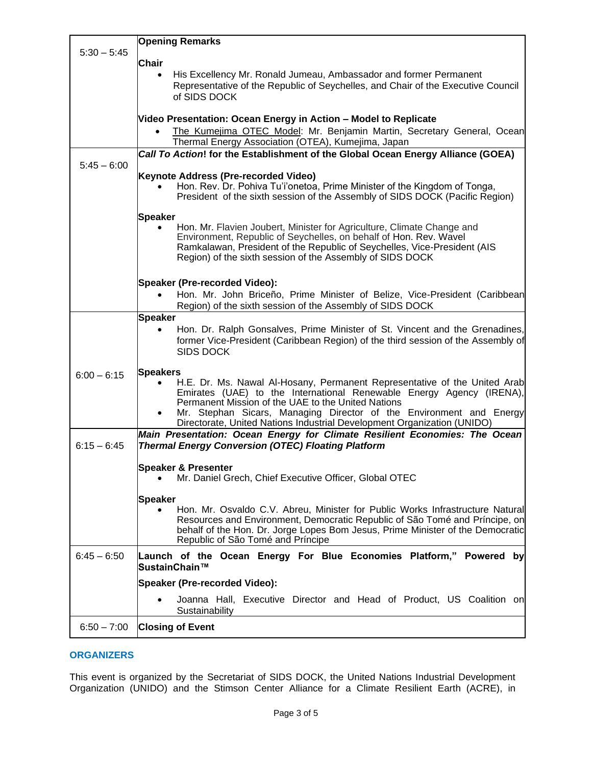| | |
|---|---|
| 5:30 – 5:45 | **Opening Remarks**<br><br>**Chair**<br>• His Excellency Mr. Ronald Jumeau, Ambassador and former Permanent Representative of the Republic of Seychelles, and Chair of the Executive Council of SIDS DOCK<br><br>**Video Presentation: Ocean Energy in Action – Model to Replicate**<br>• The Kumejima OTEC Model: Mr. Benjamin Martin, Secretary General, Ocean Thermal Energy Association (OTEA), Kumejima, Japan |
| 5:45 – 6:00 | ***Call To Action*! for the Establishment of the Global Ocean Energy Alliance (GOEA)**<br><br>**Keynote Address (Pre-recorded Video)**<br>• Hon. Rev. Dr. Pohiva Tu'i'onetoa, Prime Minister of the Kingdom of Tonga, President of the sixth session of the Assembly of SIDS DOCK (Pacific Region)<br><br>**Speaker**<br>• Hon. Mr. Flavien Joubert, Minister for Agriculture, Climate Change and Environment, Republic of Seychelles, on behalf of Hon. Rev. Wavel Ramkalawan, President of the Republic of Seychelles, Vice-President (AIS Region) of the sixth session of the Assembly of SIDS DOCK<br><br>**Speaker (Pre-recorded Video):**<br>• Hon. Mr. John Briceño, Prime Minister of Belize, Vice-President (Caribbean Region) of the sixth session of the Assembly of SIDS DOCK |
| 6:00 – 6:15 | **Speaker**<br>• Hon. Dr. Ralph Gonsalves, Prime Minister of St. Vincent and the Grenadines, former Vice-President (Caribbean Region) of the third session of the Assembly of SIDS DOCK<br><br>**Speakers**<br>• H.E. Dr. Ms. Nawal Al-Hosany, Permanent Representative of the United Arab Emirates (UAE) to the International Renewable Energy Agency (IRENA), Permanent Mission of the UAE to the United Nations<br>• Mr. Stephan Sicars, Managing Director of the Environment and Energy Directorate, United Nations Industrial Development Organization (UNIDO) |
| 6:15 – 6:45 | ***Main Presentation: Ocean Energy for Climate Resilient Economies: The Ocean Thermal Energy Conversion (OTEC) Floating Platform***<br><br>**Speaker & Presenter**<br>• Mr. Daniel Grech, Chief Executive Officer, Global OTEC<br><br>**Speaker**<br>• Hon. Mr. Osvaldo C.V. Abreu, Minister for Public Works Infrastructure Natural Resources and Environment, Democratic Republic of São Tomé and Príncipe, on behalf of the Hon. Dr. Jorge Lopes Bom Jesus, Prime Minister of the Democratic Republic of São Tomé and Príncipe |
| 6:45 – 6:50 | **Launch of the Ocean Energy For Blue Economies Platform," Powered by SustainChain™**<br><br>**Speaker (Pre-recorded Video):**<br>• Joanna Hall, Executive Director and Head of Product, US Coalition on Sustainability |
| 6:50 – 7:00 | **Closing of Event** |

## ORGANIZERS

This event is organized by the Secretariat of SIDS DOCK, the United Nations Industrial Development Organization (UNIDO) and the Stimson Center Alliance for a Climate Resilient Earth (ACRE), in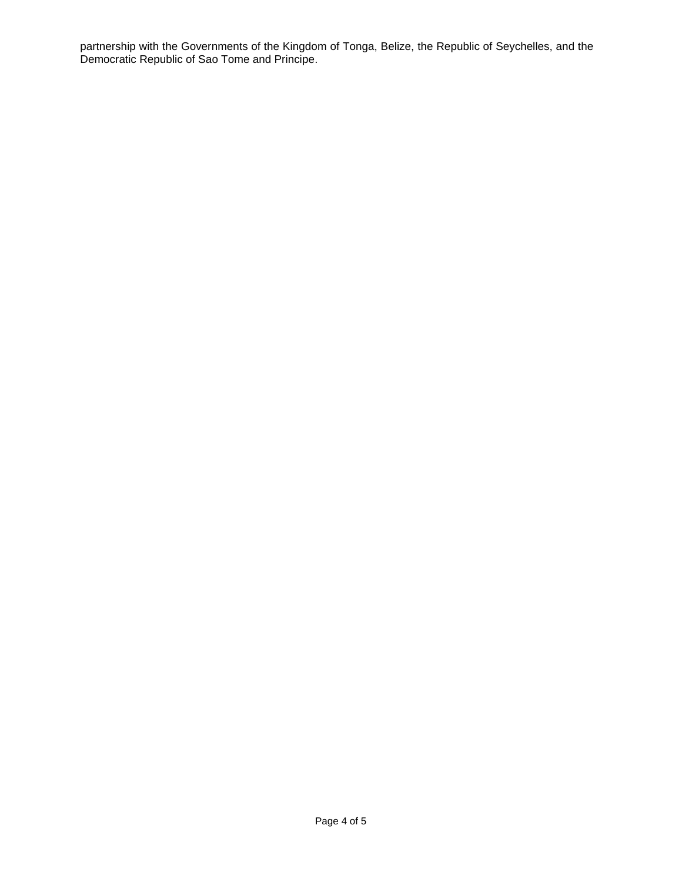partnership with the Governments of the Kingdom of Tonga, Belize, the Republic of Seychelles, and the Democratic Republic of Sao Tome and Principe.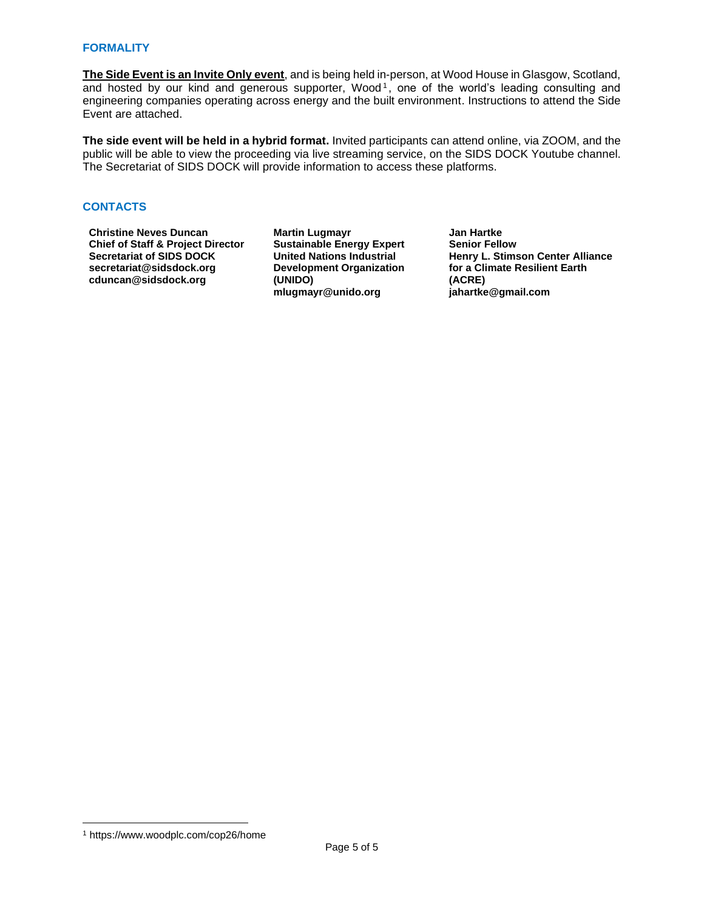## FORMALITY

**<u>The Side Event is an Invite Only event</u>**, and is being held in-person, at Wood House in Glasgow, Scotland, and hosted by our kind and generous supporter, Wood[1], one of the world's leading consulting and engineering companies operating across energy and the built environment. Instructions to attend the Side Event are attached.

**The side event will be held in a hybrid format.** Invited participants can attend online, via ZOOM, and the public will be able to view the proceeding via live streaming service, on the SIDS DOCK Youtube channel. The Secretariat of SIDS DOCK will provide information to access these platforms.

## CONTACTS

**Christine Neves Duncan**
**Chief of Staff & Project Director**
**Secretariat of SIDS DOCK**
**secretariat@sidsdock.org**
**cduncan@sidsdock.org**

**Martin Lugmayr**
**Sustainable Energy Expert**
**United Nations Industrial Development Organization (UNIDO)**
**mlugmayr@unido.org**

**Jan Hartke**
**Senior Fellow**
**Henry L. Stimson Center Alliance for a Climate Resilient Earth (ACRE)**
**jahartke@gmail.com**

---

[1] https://www.woodplc.com/cop26/home